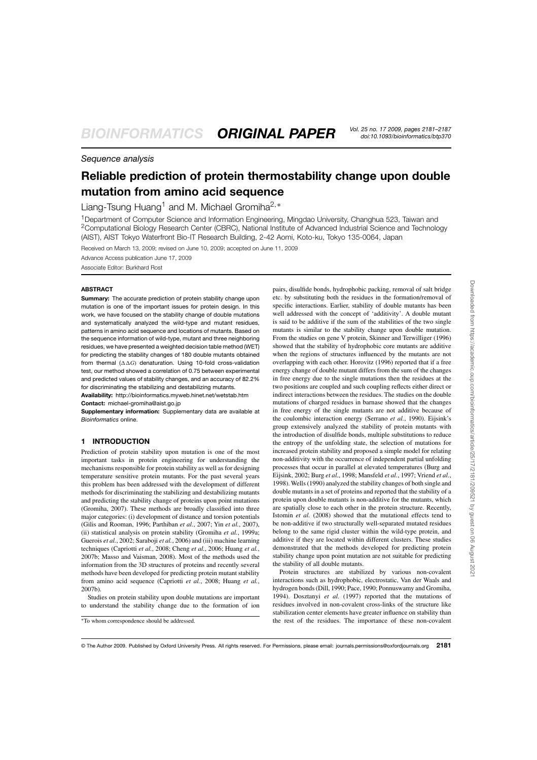*Sequence analysis*

# Reliable prediction of protein thermostability change upon double mutation from amino acid sequence

Liang-Tsung Huang[1] and M. Michael Gromiha[2,*]

[1]Department of Computer Science and Information Engineering, Mingdao University, Changhua 523, Taiwan and [2]Computational Biology Research Center (CBRC), National Institute of Advanced Industrial Science and Technology (AIST), AIST Tokyo Waterfront Bio-IT Research Building, 2-42 Aomi, Koto-ku, Tokyo 135-0064, Japan

Received on March 13, 2009; revised on June 10, 2009; accepted on June 11, 2009

Advance Access publication June 17, 2009

Associate Editor: Burkhard Rost

## ABSTRACT

**Summary:** The accurate prediction of protein stability change upon mutation is one of the important issues for protein design. In this work, we have focused on the stability change of double mutations and systematically analyzed the wild-type and mutant residues, patterns in amino acid sequence and locations of mutants. Based on the sequence information of wild-type, mutant and three neighboring residues, we have presented a weighted decision table method (WET) for predicting the stability changes of 180 double mutants obtained from thermal ($\Delta\Delta G$) denaturation. Using 10-fold cross-validation test, our method showed a correlation of 0.75 between experimental and predicted values of stability changes, and an accuracy of 82.2% for discriminating the stabilizing and destabilizing mutants.

**Availability:** http://bioinformatics.myweb.hinet.net/wetstab.htm

**Contact:** michael-gromiha@aist.go.jp

**Supplementary information:** Supplementary data are available at *Bioinformatics* online.

## 1 INTRODUCTION

Prediction of protein stability upon mutation is one of the most important tasks in protein engineering for understanding the mechanisms responsible for protein stability as well as for designing temperature sensitive protein mutants. For the past several years this problem has been addressed with the development of different methods for discriminating the stabilizing and destabilizing mutants and predicting the stability change of proteins upon point mutations (Gromiha, 2007). These methods are broadly classified into three major categories: (i) development of distance and torsion potentials (Gilis and Rooman, 1996; Parthiban *et al.*, 2007; Yin *et al.*, 2007), (ii) statistical analysis on protein stability (Gromiha *et al.*, 1999a; Guerois *et al.*, 2002; Saraboji *et al.*, 2006) and (iii) machine learning techniques (Capriotti *et al.*, 2008; Cheng *et al.*, 2006; Huang *et al.*, 2007b; Masso and Vaisman, 2008). Most of the methods used the information from the 3D structures of proteins and recently several methods have been developed for predicting protein stability from amino acid sequence (Capriotti *et al.*, 2008; Huang *et al.*, 2007b).

Studies on protein stability upon double mutations are important to understand the stability change due to the formation of ion pairs, disulfide bonds, hydrophobic packing, removal of salt bridge etc. by substituting both the residues in the formation/removal of specific interactions. Earlier, stability of double mutants has been well addressed with the concept of 'additivity'. A double mutant is said to be additive if the sum of the stabilities of the two single mutants is similar to the stability change upon double mutation. From the studies on gene V protein, Skinner and Terwilliger (1996) showed that the stability of hydrophobic core mutants are additive when the regions of structures influenced by the mutants are not overlapping with each other. Horovitz (1996) reported that if a free energy change of double mutant differs from the sum of the changes in free energy due to the single mutations then the residues at the two positions are coupled and such coupling reflects either direct or indirect interactions between the residues. The studies on the double mutations of charged residues in barnase showed that the changes in free energy of the single mutants are not additive because of the coulombic interaction energy (Serrano *et al.*, 1990). Eijsink's group extensively analyzed the stability of protein mutants with the introduction of disulfide bonds, multiple substitutions to reduce the entropy of the unfolding state, the selection of mutations for increased protein stability and proposed a simple model for relating non-additivity with the occurrence of independent partial unfolding processes that occur in parallel at elevated temperatures (Burg and Eijsink, 2002; Burg *et al.*, 1998; Mansfeld *et al.*, 1997; Vriend *et al.*, 1998). Wells (1990) analyzed the stability changes of both single and double mutants in a set of proteins and reported that the stability of a protein upon double mutants is non-additive for the mutants, which are spatially close to each other in the protein structure. Recently, Istomin *et al.* (2008) showed that the mutational effects tend to be non-additive if two structurally well-separated mutated residues belong to the same rigid cluster within the wild-type protein, and additive if they are located within different clusters. These studies demonstrated that the methods developed for predicting protein stability change upon point mutation are not suitable for predicting the stability of all double mutants.

Protein structures are stabilized by various non-covalent interactions such as hydrophobic, electrostatic, Van der Waals and hydrogen bonds (Dill, 1990; Pace, 1990; Ponnuswamy and Gromiha, 1994). Dosztanyi *et al.* (1997) reported that the mutations of residues involved in non-covalent cross-links of the structure like stabilization center elements have greater influence on stability than the rest of the residues. The importance of these non-covalent

*To whom correspondence should be addressed.

© The Author 2009. Published by Oxford University Press. All rights reserved. For Permissions, please email: journals.permissions@oxfordjournals.org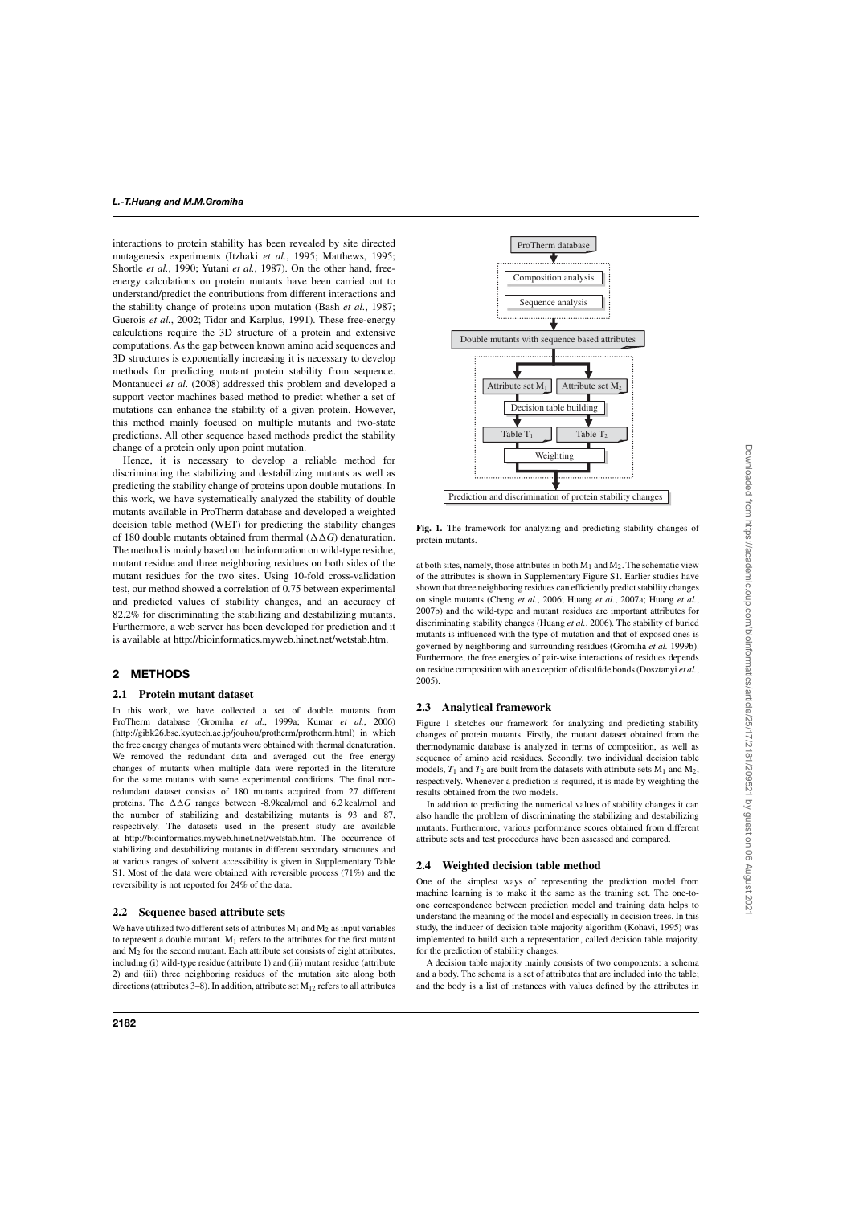interactions to protein stability has been revealed by site directed mutagenesis experiments (Itzhaki *et al.*, 1995; Matthews, 1995; Shortle *et al.*, 1990; Yutani *et al.*, 1987). On the other hand, free-energy calculations on protein mutants have been carried out to understand/predict the contributions from different interactions and the stability change of proteins upon mutation (Bash *et al.*, 1987; Guerois *et al.*, 2002; Tidor and Karplus, 1991). These free-energy calculations require the 3D structure of a protein and extensive computations. As the gap between known amino acid sequences and 3D structures is exponentially increasing it is necessary to develop methods for predicting mutant protein stability from sequence. Montanucci *et al*. (2008) addressed this problem and developed a support vector machines based method to predict whether a set of mutations can enhance the stability of a given protein. However, this method mainly focused on multiple mutants and two-state predictions. All other sequence based methods predict the stability change of a protein only upon point mutation.

Hence, it is necessary to develop a reliable method for discriminating the stabilizing and destabilizing mutants as well as predicting the stability change of proteins upon double mutations. In this work, we have systematically analyzed the stability of double mutants available in ProTherm database and developed a weighted decision table method (WET) for predicting the stability changes of 180 double mutants obtained from thermal ($\Delta\Delta G$) denaturation. The method is mainly based on the information on wild-type residue, mutant residue and three neighboring residues on both sides of the mutant residues for the two sites. Using 10-fold cross-validation test, our method showed a correlation of 0.75 between experimental and predicted values of stability changes, and an accuracy of 82.2% for discriminating the stabilizing and destabilizing mutants. Furthermore, a web server has been developed for prediction and it is available at http://bioinformatics.myweb.hinet.net/wetstab.htm.

## 2 METHODS

### 2.1 Protein mutant dataset

In this work, we have collected a set of double mutants from ProTherm database (Gromiha *et al.*, 1999a; Kumar *et al.*, 2006) (http://gibk26.bse.kyutech.ac.jp/jouhou/protherm/protherm.html) in which the free energy changes of mutants were obtained with thermal denaturation. We removed the redundant data and averaged out the free energy changes of mutants when multiple data were reported in the literature for the same mutants with same experimental conditions. The final non-redundant dataset consists of 180 mutants acquired from 27 different proteins. The $\Delta\Delta G$ ranges between -8.9kcal/mol and 6.2 kcal/mol and the number of stabilizing and destabilizing mutants is 93 and 87, respectively. The datasets used in the present study are available at http://bioinformatics.myweb.hinet.net/wetstab.htm. The occurrence of stabilizing and destabilizing mutants in different secondary structures and at various ranges of solvent accessibility is given in Supplementary Table S1. Most of the data were obtained with reversible process (71%) and the reversibility is not reported for 24% of the data.

### 2.2 Sequence based attribute sets

We have utilized two different sets of attributes $M_1$ and $M_2$ as input variables to represent a double mutant. $M_1$ refers to the attributes for the first mutant and $M_2$ for the second mutant. Each attribute set consists of eight attributes, including (i) wild-type residue (attribute 1) and (iii) mutant residue (attribute 2) and (iii) three neighboring residues of the mutation site along both directions (attributes 3–8). In addition, attribute set $M_{12}$ refers to all attributes at both sites, namely, those attributes in both $M_1$ and $M_2$. The schematic view of the attributes is shown in Supplementary Figure S1. Earlier studies have shown that three neighboring residues can efficiently predict stability changes on single mutants (Cheng *et al.*, 2006; Huang *et al.*, 2007a; Huang *et al.*, 2007b) and the wild-type and mutant residues are important attributes for discriminating stability changes (Huang *et al.*, 2006). The stability of buried mutants is influenced with the type of mutation and that of exposed ones is governed by neighboring and surrounding residues (Gromiha *et al.* 1999b). Furthermore, the free energies of pair-wise interactions of residues depends on residue composition with an exception of disulfide bonds (Dosztanyi *et al.*, 2005).

**Fig. 1.** The framework for analyzing and predicting stability changes of protein mutants.

### 2.3 Analytical framework

Figure 1 sketches our framework for analyzing and predicting stability changes of protein mutants. Firstly, the mutant dataset obtained from the thermodynamic database is analyzed in terms of composition, as well as sequence of amino acid residues. Secondly, two individual decision table models, $T_1$ and $T_2$ are built from the datasets with attribute sets $M_1$ and $M_2$, respectively. Whenever a prediction is required, it is made by weighting the results obtained from the two models.

In addition to predicting the numerical values of stability changes it can also handle the problem of discriminating the stabilizing and destabilizing mutants. Furthermore, various performance scores obtained from different attribute sets and test procedures have been assessed and compared.

### 2.4 Weighted decision table method

One of the simplest ways of representing the prediction model from machine learning is to make it the same as the training set. The one-to-one correspondence between prediction model and training data helps to understand the meaning of the model and especially in decision trees. In this study, the inducer of decision table majority algorithm (Kohavi, 1995) was implemented to build such a representation, called decision table majority, for the prediction of stability changes.

A decision table majority mainly consists of two components: a schema and a body. The schema is a set of attributes that are included into the table; and the body is a list of instances with values defined by the attributes in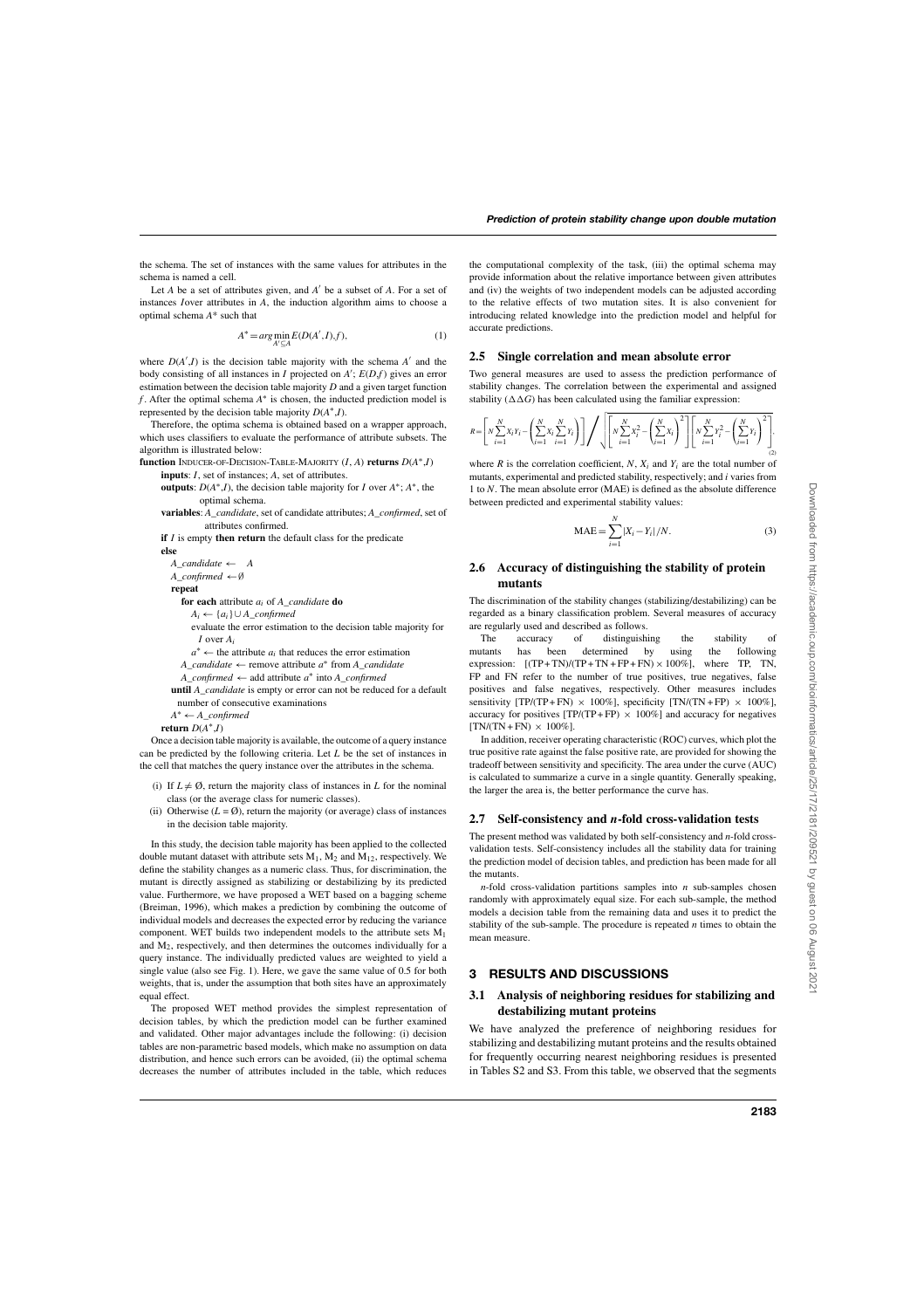the schema. The set of instances with the same values for attributes in the schema is named a cell.

Let $A$ be a set of attributes given, and $A'$ be a subset of $A$. For a set of instances $I$over attributes in $A$, the induction algorithm aims to choose a optimal schema $A^*$ such that

$$A^* = arg\min_{A' \subseteq A} E(D(A', I), f), \tag{1}$$

where $D(A', I)$ is the decision table majority with the schema $A'$ and the body consisting of all instances in $I$ projected on $A'$; $E(D, f)$ gives an error estimation between the decision table majority $D$ and a given target function $f$. After the optimal schema $A^*$ is chosen, the inducted prediction model is represented by the decision table majority $D(A^*, I)$.

Therefore, the optima schema is obtained based on a wrapper approach, which uses classifiers to evaluate the performance of attribute subsets. The algorithm is illustrated below:

**function** INDUCER-OF-DECISION-TABLE-MAJORITY ($I$, $A$) **returns** $D(A^*, I)$
  **inputs**: $I$, set of instances; $A$, set of attributes.
  **outputs**: $D(A^*, I)$, the decision table majority for $I$ over $A^*$; $A^*$, the optimal schema.
  **variables**: *A_candidate*, set of candidate attributes; *A_confirmed*, set of attributes confirmed.
  **if** $I$ is empty **then return** the default class for the predicate
  **else**
    *A_candidate* ← $A$
    *A_confirmed* ← ∅
    **repeat**
      **for each** attribute $a_i$ of *A_candidate* **do**
        $A_i$ ← $\{a_i\}$ ∪ *A_confirmed*
        evaluate the error estimation to the decision table majority for $I$ over $A_i$
      $a^*$ ← the attribute $a_i$ that reduces the error estimation
      *A_candidate* ← remove attribute $a^*$ from *A_candidate*
      *A_confirmed* ← add attribute $a^*$ into *A_confirmed*
    **until** *A_candidate* is empty or error can not be reduced for a default number of consecutive examinations
    $A^*$ ← *A_confirmed*
  **return** $D(A^*, I)$

Once a decision table majority is available, the outcome of a query instance can be predicted by the following criteria. Let $L$ be the set of instances in the cell that matches the query instance over the attributes in the schema.

(i) If $L \neq \emptyset$, return the majority class of instances in $L$ for the nominal class (or the average class for numeric classes).

(ii) Otherwise ($L = \emptyset$), return the majority (or average) class of instances in the decision table majority.

In this study, the decision table majority has been applied to the collected double mutant dataset with attribute sets $M_1$, $M_2$ and $M_{12}$, respectively. We define the stability changes as a numeric class. Thus, for discrimination, the mutant is directly assigned as stabilizing or destabilizing by its predicted value. Furthermore, we have proposed a WET based on a bagging scheme (Breiman, 1996), which makes a prediction by combining the outcome of individual models and decreases the expected error by reducing the variance component. WET builds two independent models to the attribute sets $M_1$ and $M_2$, respectively, and then determines the outcomes individually for a query instance. The individually predicted values are weighted to yield a single value (also see Fig. 1). Here, we gave the same value of 0.5 for both weights, that is, under the assumption that both sites have an approximately equal effect.

The proposed WET method provides the simplest representation of decision tables, by which the prediction model can be further examined and validated. Other major advantages include the following: (i) decision tables are non-parametric based models, which make no assumption on data distribution, and hence such errors can be avoided, (ii) the optimal schema decreases the number of attributes included in the table, which reduces the computational complexity of the task, (iii) the optimal schema may provide information about the relative importance between given attributes and (iv) the weights of two independent models can be adjusted according to the relative effects of two mutation sites. It is also convenient for introducing related knowledge into the prediction model and helpful for accurate predictions.

## 2.5 Single correlation and mean absolute error

Two general measures are used to assess the prediction performance of stability changes. The correlation between the experimental and assigned stability ($\Delta\Delta G$) has been calculated using the familiar expression:

$$R = \left[ N\sum_{i=1}^{N} X_i Y_i - \left( \sum_{i=1}^{N} X_i \sum_{i=1}^{N} Y_i \right) \right] \Bigg/ \sqrt{\left[ N\sum_{i=1}^{N} X_i^2 - \left( \sum_{i=1}^{N} X_i \right)^2 \right] \left[ N\sum_{i=1}^{N} Y_i^2 - \left( \sum_{i=1}^{N} Y_i \right)^2 \right]}. \tag{2}$$

where $R$ is the correlation coefficient, $N$, $X_i$ and $Y_i$ are the total number of mutants, experimental and predicted stability, respectively; and $i$ varies from 1 to $N$. The mean absolute error (MAE) is defined as the absolute difference between predicted and experimental stability values:

$$\text{MAE} = \sum_{i=1}^{N} |X_i - Y_i| / N. \tag{3}$$

## 2.6 Accuracy of distinguishing the stability of protein mutants

The discrimination of the stability changes (stabilizing/destabilizing) can be regarded as a binary classification problem. Several measures of accuracy are regularly used and described as follows.

The accuracy of distinguishing the stability of mutants has been determined by using the following expression: [(TP + TN)/(TP + TN + FP + FN) × 100%], where TP, TN, FP and FN refer to the number of true positives, true negatives, false positives and false negatives, respectively. Other measures includes sensitivity [TP/(TP + FN) × 100%], specificity [TN/(TN + FP) × 100%], accuracy for positives [TP/(TP + FP) × 100%] and accuracy for negatives [TN/(TN + FN) × 100%].

In addition, receiver operating characteristic (ROC) curves, which plot the true positive rate against the false positive rate, are provided for showing the tradeoff between sensitivity and specificity. The area under the curve (AUC) is calculated to summarize a curve in a single quantity. Generally speaking, the larger the area is, the better performance the curve has.

## 2.7 Self-consistency and *n*-fold cross-validation tests

The present method was validated by both self-consistency and *n*-fold cross-validation tests. Self-consistency includes all the stability data for training the prediction model of decision tables, and prediction has been made for all the mutants.

*n*-fold cross-validation partitions samples into *n* sub-samples chosen randomly with approximately equal size. For each sub-sample, the method models a decision table from the remaining data and uses it to predict the stability of the sub-sample. The procedure is repeated *n* times to obtain the mean measure.

# 3 RESULTS AND DISCUSSIONS

## 3.1 Analysis of neighboring residues for stabilizing and destabilizing mutant proteins

We have analyzed the preference of neighboring residues for stabilizing and destabilizing mutant proteins and the results obtained for frequently occurring nearest neighboring residues is presented in Tables S2 and S3. From this table, we observed that the segments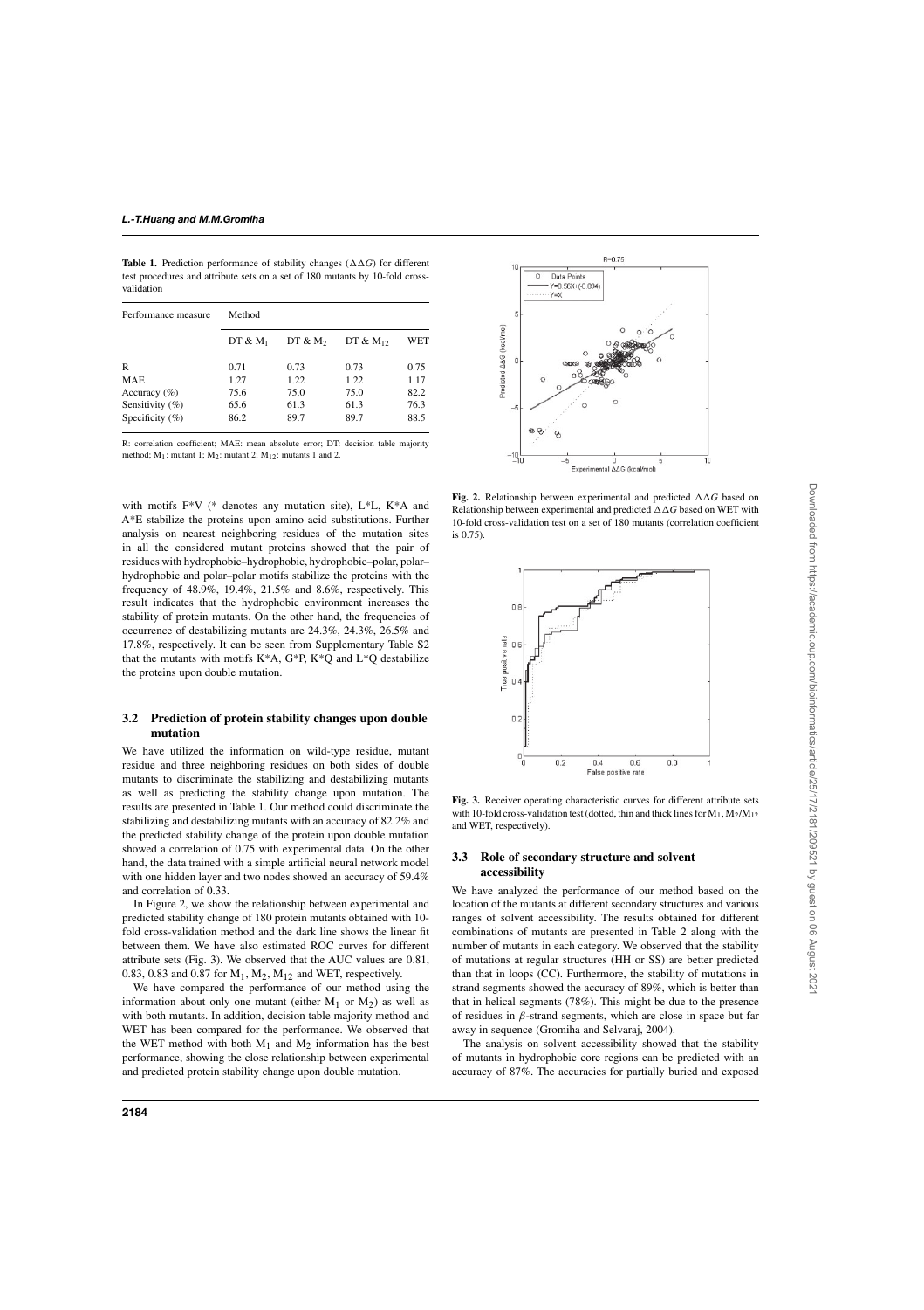**Table 1.** Prediction performance of stability changes ($\Delta\Delta G$) for different test procedures and attribute sets on a set of 180 mutants by 10-fold cross-validation

| Performance measure | Method | | | |
|---|---|---|---|---|
| | DT & $M_1$ | DT & $M_2$ | DT & $M_{12}$ | WET |
| R | 0.71 | 0.73 | 0.73 | 0.75 |
| MAE | 1.27 | 1.22 | 1.22 | 1.17 |
| Accuracy (%) | 75.6 | 75.0 | 75.0 | 82.2 |
| Sensitivity (%) | 65.6 | 61.3 | 61.3 | 76.3 |
| Specificity (%) | 86.2 | 89.7 | 89.7 | 88.5 |

R: correlation coefficient; MAE: mean absolute error; DT: decision table majority method; $M_1$: mutant 1; $M_2$: mutant 2; $M_{12}$: mutants 1 and 2.

with motifs F*V (* denotes any mutation site), L*L, K*A and A*E stabilize the proteins upon amino acid substitutions. Further analysis on nearest neighboring residues of the mutation sites in all the considered mutant proteins showed that the pair of residues with hydrophobic–hydrophobic, hydrophobic–polar, polar–hydrophobic and polar–polar motifs stabilize the proteins with the frequency of 48.9%, 19.4%, 21.5% and 8.6%, respectively. This result indicates that the hydrophobic environment increases the stability of protein mutants. On the other hand, the frequencies of occurrence of destabilizing mutants are 24.3%, 24.3%, 26.5% and 17.8%, respectively. It can be seen from Supplementary Table S2 that the mutants with motifs K*A, G*P, K*Q and L*Q destabilize the proteins upon double mutation.

### 3.2 Prediction of protein stability changes upon double mutation

We have utilized the information on wild-type residue, mutant residue and three neighboring residues on both sides of double mutants to discriminate the stabilizing and destabilizing mutants as well as predicting the stability change upon mutation. The results are presented in Table 1. Our method could discriminate the stabilizing and destabilizing mutants with an accuracy of 82.2% and the predicted stability change of the protein upon double mutation showed a correlation of 0.75 with experimental data. On the other hand, the data trained with a simple artificial neural network model with one hidden layer and two nodes showed an accuracy of 59.4% and correlation of 0.33.

In Figure 2, we show the relationship between experimental and predicted stability change of 180 protein mutants obtained with 10-fold cross-validation method and the dark line shows the linear fit between them. We have also estimated ROC curves for different attribute sets (Fig. 3). We observed that the AUC values are 0.81, 0.83, 0.83 and 0.87 for $M_1$, $M_2$, $M_{12}$ and WET, respectively.

We have compared the performance of our method using the information about only one mutant (either $M_1$ or $M_2$) as well as with both mutants. In addition, decision table majority method and WET has been compared for the performance. We observed that the WET method with both $M_1$ and $M_2$ information has the best performance, showing the close relationship between experimental and predicted protein stability change upon double mutation.

**Fig. 2.** Relationship between experimental and predicted $\Delta\Delta G$ based on Relationship between experimental and predicted $\Delta\Delta G$ based on WET with 10-fold cross-validation test on a set of 180 mutants (correlation coefficient is 0.75).

**Fig. 3.** Receiver operating characteristic curves for different attribute sets with 10-fold cross-validation test (dotted, thin and thick lines for $M_1$, $M_2$/$M_{12}$ and WET, respectively).

### 3.3 Role of secondary structure and solvent accessibility

We have analyzed the performance of our method based on the location of the mutants at different secondary structures and various ranges of solvent accessibility. The results obtained for different combinations of mutants are presented in Table 2 along with the number of mutants in each category. We observed that the stability of mutations at regular structures (HH or SS) are better predicted than that in loops (CC). Furthermore, the stability of mutations in strand segments showed the accuracy of 89%, which is better than that in helical segments (78%). This might be due to the presence of residues in $\beta$-strand segments, which are close in space but far away in sequence (Gromiha and Selvaraj, 2004).

The analysis on solvent accessibility showed that the stability of mutants in hydrophobic core regions can be predicted with an accuracy of 87%. The accuracies for partially buried and exposed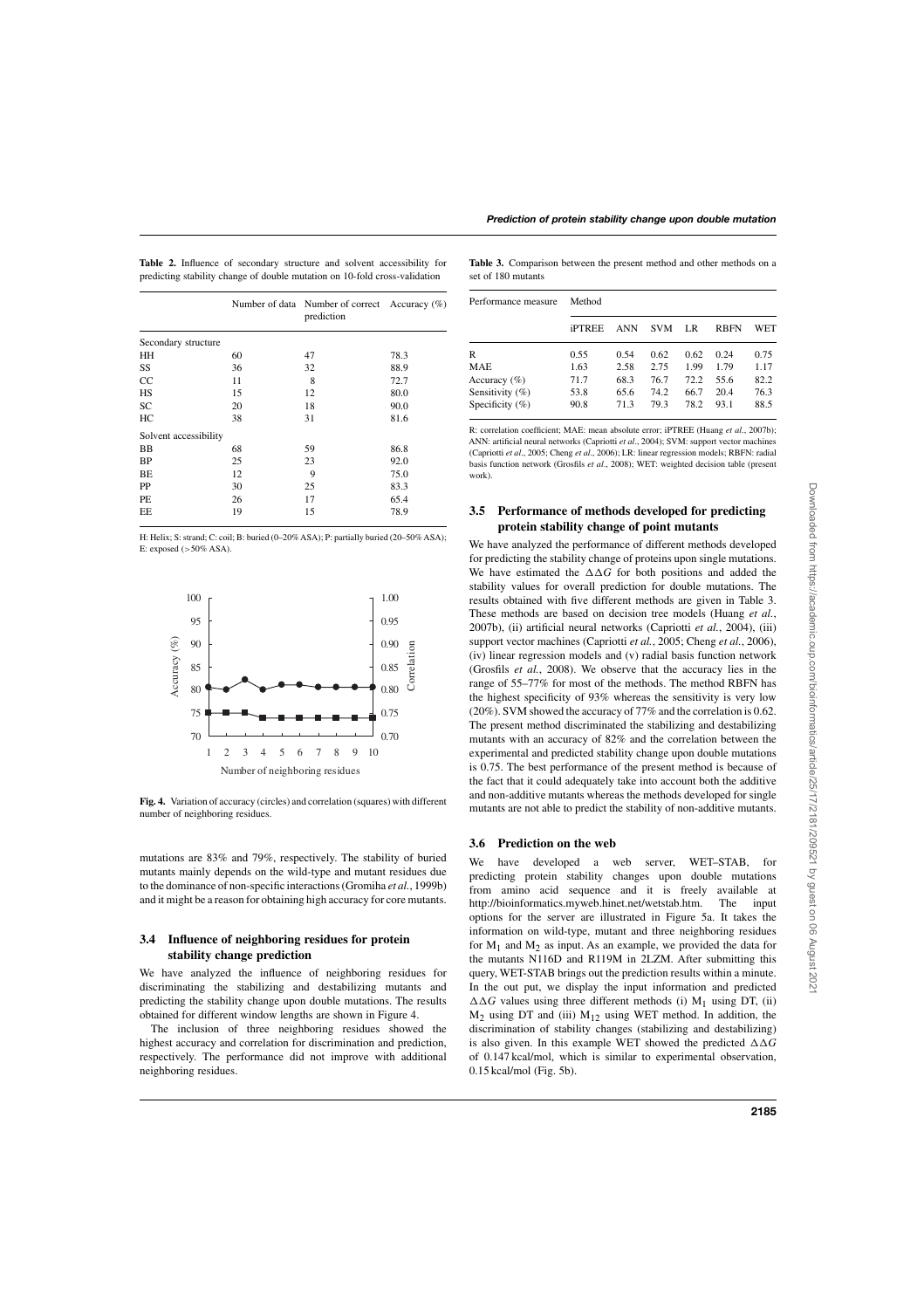**Table 2.** Influence of secondary structure and solvent accessibility for predicting stability change of double mutation on 10-fold cross-validation

| | Number of data | Number of correct prediction | Accuracy (%) |
|---|---|---|---|
| Secondary structure | | | |
| HH | 60 | 47 | 78.3 |
| SS | 36 | 32 | 88.9 |
| CC | 11 | 8 | 72.7 |
| HS | 15 | 12 | 80.0 |
| SC | 20 | 18 | 90.0 |
| HC | 38 | 31 | 81.6 |
| Solvent accessibility | | | |
| BB | 68 | 59 | 86.8 |
| BP | 25 | 23 | 92.0 |
| BE | 12 | 9 | 75.0 |
| PP | 30 | 25 | 83.3 |
| PE | 26 | 17 | 65.4 |
| EE | 19 | 15 | 78.9 |

H: Helix; S: strand; C: coil; B: buried (0–20% ASA); P: partially buried (20–50% ASA); E: exposed (>50% ASA).

**Fig. 4.** Variation of accuracy (circles) and correlation (squares) with different number of neighboring residues.

mutations are 83% and 79%, respectively. The stability of buried mutants mainly depends on the wild-type and mutant residues due to the dominance of non-specific interactions (Gromiha *et al.*, 1999b) and it might be a reason for obtaining high accuracy for core mutants.

### 3.4 Influence of neighboring residues for protein stability change prediction

We have analyzed the influence of neighboring residues for discriminating the stabilizing and destabilizing mutants and predicting the stability change upon double mutations. The results obtained for different window lengths are shown in Figure 4.

The inclusion of three neighboring residues showed the highest accuracy and correlation for discrimination and prediction, respectively. The performance did not improve with additional neighboring residues.

**Table 3.** Comparison between the present method and other methods on a set of 180 mutants

| Performance measure | Method | | | | | |
|---|---|---|---|---|---|---|
| | iPTREE | ANN | SVM | LR | RBFN | WET |
| R | 0.55 | 0.54 | 0.62 | 0.62 | 0.24 | 0.75 |
| MAE | 1.63 | 2.58 | 2.75 | 1.99 | 1.79 | 1.17 |
| Accuracy (%) | 71.7 | 68.3 | 76.7 | 72.2 | 55.6 | 82.2 |
| Sensitivity (%) | 53.8 | 65.6 | 74.2 | 66.7 | 20.4 | 76.3 |
| Specificity (%) | 90.8 | 71.3 | 79.3 | 78.2 | 93.1 | 88.5 |

R: correlation coefficient; MAE: mean absolute error; iPTREE (Huang *et al.*, 2007b); ANN: artificial neural networks (Capriotti *et al.*, 2004); SVM: support vector machines (Capriotti *et al.*, 2005; Cheng *et al.*, 2006); LR: linear regression models; RBFN: radial basis function network (Grosfils *et al.*, 2008); WET: weighted decision table (present work).

### 3.5 Performance of methods developed for predicting protein stability change of point mutants

We have analyzed the performance of different methods developed for predicting the stability change of proteins upon single mutations. We have estimated the $\Delta\Delta G$ for both positions and added the stability values for overall prediction for double mutations. The results obtained with five different methods are given in Table 3. These methods are based on decision tree models (Huang *et al.*, 2007b), (ii) artificial neural networks (Capriotti *et al.*, 2004), (iii) support vector machines (Capriotti *et al.*, 2005; Cheng *et al.*, 2006), (iv) linear regression models and (v) radial basis function network (Grosfils *et al.*, 2008). We observe that the accuracy lies in the range of 55–77% for most of the methods. The method RBFN has the highest specificity of 93% whereas the sensitivity is very low (20%). SVM showed the accuracy of 77% and the correlation is 0.62. The present method discriminated the stabilizing and destabilizing mutants with an accuracy of 82% and the correlation between the experimental and predicted stability change upon double mutations is 0.75. The best performance of the present method is because of the fact that it could adequately take into account both the additive and non-additive mutants whereas the methods developed for single mutants are not able to predict the stability of non-additive mutants.

### 3.6 Prediction on the web

We have developed a web server, WET–STAB, for predicting protein stability changes upon double mutations from amino acid sequence and it is freely available at http://bioinformatics.myweb.hinet.net/wetstab.htm. The input options for the server are illustrated in Figure 5a. It takes the information on wild-type, mutant and three neighboring residues for $M_1$ and $M_2$ as input. As an example, we provided the data for the mutants N116D and R119M in 2LZM. After submitting this query, WET-STAB brings out the prediction results within a minute. In the out put, we display the input information and predicted $\Delta\Delta G$ values using three different methods (i) $M_1$ using DT, (ii) $M_2$ using DT and (iii) $M_{12}$ using WET method. In addition, the discrimination of stability changes (stabilizing and destabilizing) is also given. In this example WET showed the predicted $\Delta\Delta G$ of 0.147 kcal/mol, which is similar to experimental observation, 0.15 kcal/mol (Fig. 5b).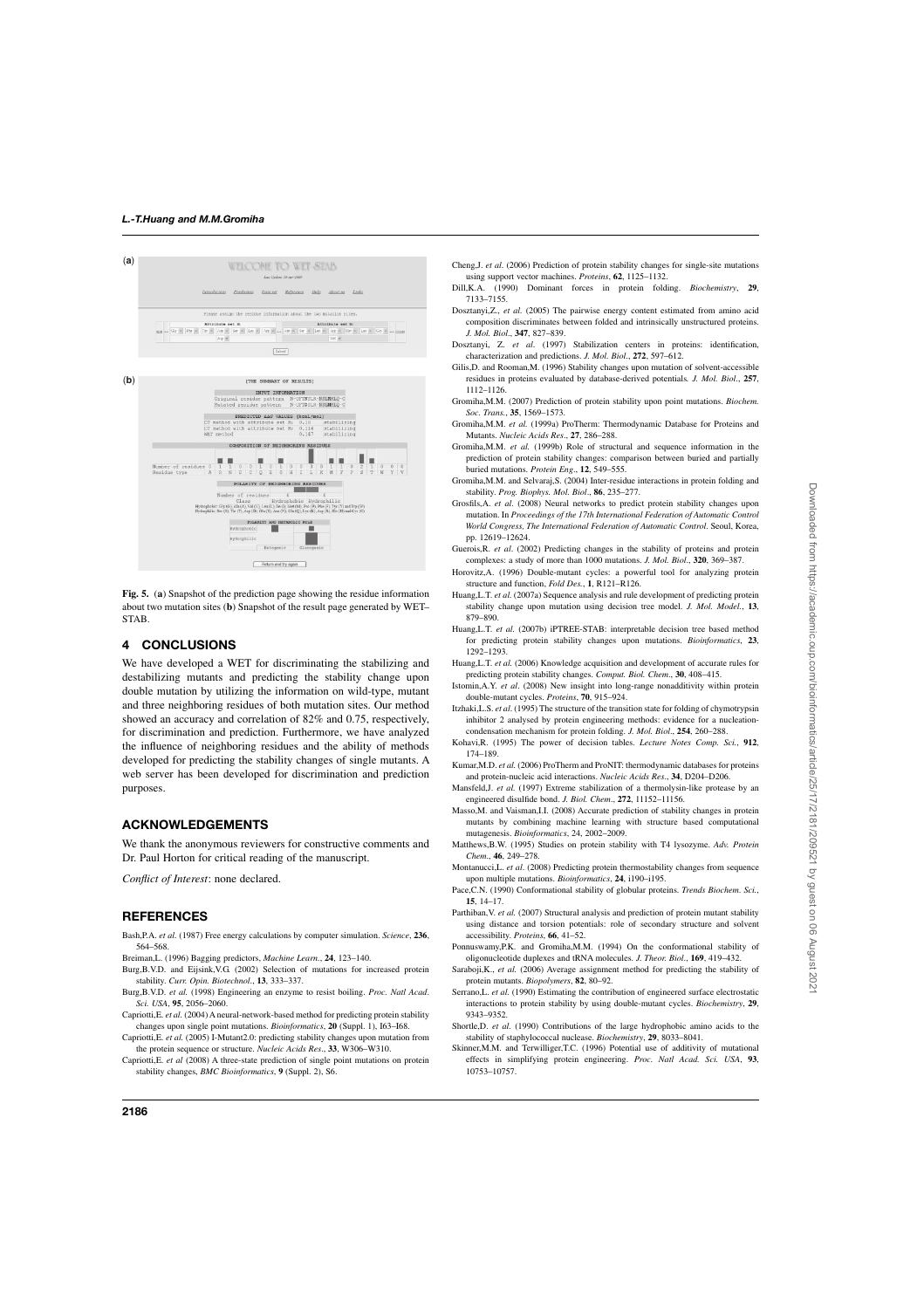Fig. 5. (**a**) Snapshot of the prediction page showing the residue information about two mutation sites (**b**) Snapshot of the result page generated by WET–STAB.

## 4 CONCLUSIONS

We have developed a WET for discriminating the stabilizing and destabilizing mutants and predicting the stability change upon double mutation by utilizing the information on wild-type, mutant and three neighboring residues of both mutation sites. Our method showed an accuracy and correlation of 82% and 0.75, respectively, for discrimination and prediction. Furthermore, we have analyzed the influence of neighboring residues and the ability of methods developed for predicting the stability changes of single mutants. A web server has been developed for discrimination and prediction purposes.

## ACKNOWLEDGEMENTS

We thank the anonymous reviewers for constructive comments and Dr. Paul Horton for critical reading of the manuscript.

*Conflict of Interest*: none declared.

## REFERENCES

Bash,P.A. *et al.* (1987) Free energy calculations by computer simulation. *Science*, **236**, 564–568.

Breiman,L. (1996) Bagging predictors, *Machine Learn.*, **24**, 123–140.

Burg,B.V.D. and Eijsink,V.G. (2002) Selection of mutations for increased protein stability. *Curr. Opin. Biotechnol.*, **13**, 333–337.

Burg,B.V.D. *et al.* (1998) Engineering an enzyme to resist boiling. *Proc. Natl Acad. Sci. USA*, **95**, 2056–2060.

Capriotti,E. *et al.* (2004) A neural-network-based method for predicting protein stability changes upon single point mutations. *Bioinformatics*, **20** (Suppl. 1), I63–I68.

Capriotti,E. *et al.* (2005) I-Mutant2.0: predicting stability changes upon mutation from the protein sequence or structure. *Nucleic Acids Res.*, **33**, W306–W310.

Capriotti,E. *et al* (2008) A three-state prediction of single point mutations on protein stability changes, *BMC Bioinformatics*, **9** (Suppl. 2), S6.

Cheng,J. *et al.* (2006) Prediction of protein stability changes for single-site mutations using support vector machines. *Proteins*, **62**, 1125–1132.

Dill,K.A. (1990) Dominant forces in protein folding. *Biochemistry*, **29**, 7133–7155.

Dosztanyi,Z., *et al.* (2005) The pairwise energy content estimated from amino acid composition discriminates between folded and intrinsically unstructured proteins. *J. Mol. Biol.*, **347**, 827–839.

Dosztanyi, Z. *et al.* (1997) Stabilization centers in proteins: identification, characterization and predictions. *J. Mol. Biol.*, **272**, 597–612.

Gilis,D. and Rooman,M. (1996) Stability changes upon mutation of solvent-accessible residues in proteins evaluated by database-derived potentials. *J. Mol. Biol.*, **257**, 1112–1126.

Gromiha,M.M. (2007) Prediction of protein stability upon point mutations. *Biochem. Soc. Trans.*, **35**, 1569–1573.

Gromiha,M.M. *et al.* (1999a) ProTherm: Thermodynamic Database for Proteins and Mutants. *Nucleic Acids Res.*, **27**, 286–288.

Gromiha,M.M. *et al.* (1999b) Role of structural and sequence information in the prediction of protein stability changes: comparison between buried and partially buried mutations. *Protein Eng.*, **12**, 549–555.

Gromiha,M.M. and Selvaraj,S. (2004) Inter-residue interactions in protein folding and stability. *Prog. Biophys. Mol. Biol.*, **86**, 235–277.

Grosfils,A. *et al.* (2008) Neural networks to predict protein stability changes upon mutation. In *Proceedings of the 17th International Federation of Automatic Control World Congress, The International Federation of Automatic Control*. Seoul, Korea, pp. 12619–12624.

Guerois,R. *et al.* (2002) Predicting changes in the stability of proteins and protein complexes: a study of more than 1000 mutations. *J. Mol. Biol.*, **320**, 369–387.

Horovitz,A. (1996) Double-mutant cycles: a powerful tool for analyzing protein structure and function, *Fold Des.*, **1**, R121–R126.

Huang,L.T. *et al.* (2007a) Sequence analysis and rule development of predicting protein stability change upon mutation using decision tree model. *J. Mol. Model.*, **13**, 879–890.

Huang,L.T. *et al.* (2007b) iPTREE-STAB: interpretable decision tree based method for predicting protein stability changes upon mutations. *Bioinformatics*, **23**, 1292–1293.

Huang,L.T. *et al.* (2006) Knowledge acquisition and development of accurate rules for predicting protein stability changes. *Comput. Biol. Chem.*, **30**, 408–415.

Istomin,A.Y. *et al.* (2008) New insight into long-range nonadditivity within protein double-mutant cycles. *Proteins*, **70**, 915–924.

Itzhaki,L.S. *et al.* (1995) The structure of the transition state for folding of chymotrypsin inhibitor 2 analysed by protein engineering methods: evidence for a nucleation-condensation mechanism for protein folding. *J. Mol. Biol.*, **254**, 260–288.

Kohavi,R. (1995) The power of decision tables. *Lecture Notes Comp. Sci.*, **912**, 174–189.

Kumar,M.D. *et al.* (2006) ProTherm and ProNIT: thermodynamic databases for proteins and protein-nucleic acid interactions. *Nucleic Acids Res.*, **34**, D204–D206.

Mansfeld,J. *et al.* (1997) Extreme stabilization of a thermolysin-like protease by an engineered disulfide bond. *J. Biol. Chem.*, **272**, 11152–11156.

Masso,M. and Vaisman,I.I. (2008) Accurate prediction of stability changes in protein mutants by combining machine learning with structure based computational mutagenesis. *Bioinformatics*, 24, 2002–2009.

Matthews,B.W. (1995) Studies on protein stability with T4 lysozyme. *Adv. Protein Chem.*, **46**, 249–278.

Montanucci,L. *et al.* (2008) Predicting protein thermostability changes from sequence upon multiple mutations. *Bioinformatics*, **24**, i190–i195.

Pace,C.N. (1990) Conformational stability of globular proteins. *Trends Biochem. Sci.*, **15**, 14–17.

Parthiban,V. *et al.* (2007) Structural analysis and prediction of protein mutant stability using distance and torsion potentials: role of secondary structure and solvent accessibility. *Proteins*, **66**, 41–52.

Ponnuswamy,P.K. and Gromiha,M.M. (1994) On the conformational stability of oligonucleotide duplexes and tRNA molecules. *J. Theor. Biol.*, **169**, 419–432.

Saraboji,K., *et al.* (2006) Average assignment method for predicting the stability of protein mutants. *Biopolymers*, **82**, 80–92.

Serrano,L. *et al.* (1990) Estimating the contribution of engineered surface electrostatic interactions to protein stability by using double-mutant cycles. *Biochemistry*, **29**, 9343–9352.

Shortle,D. *et al.* (1990) Contributions of the large hydrophobic amino acids to the stability of staphylococcal nuclease. *Biochemistry*, **29**, 8033–8041.

Skinner,M.M. and Terwilliger,T.C. (1996) Potential use of additivity of mutational effects in simplifying protein engineering. *Proc. Natl Acad. Sci. USA*, **93**, 10753–10757.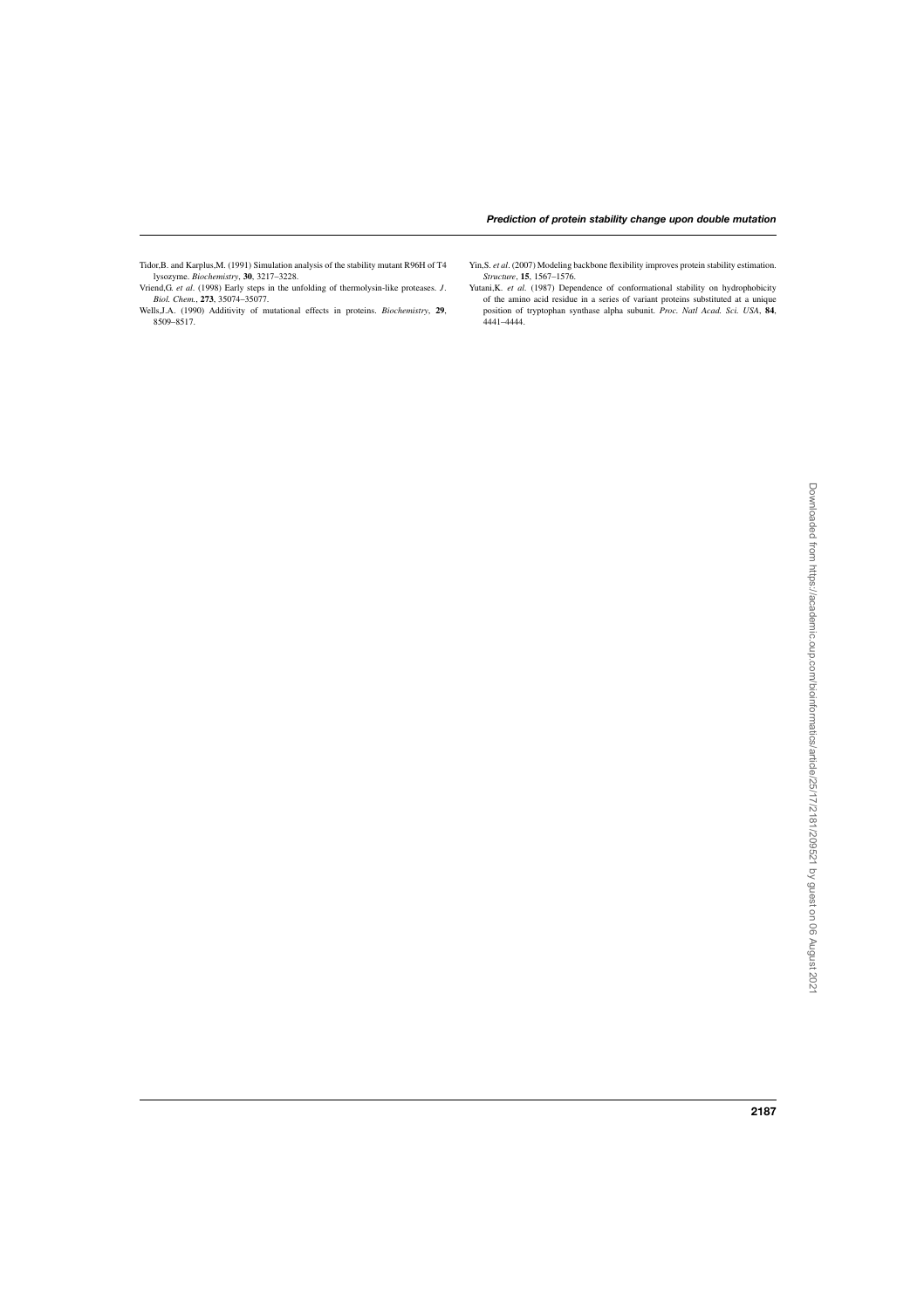Tidor,B. and Karplus,M. (1991) Simulation analysis of the stability mutant R96H of T4 lysozyme. *Biochemistry*, **30**, 3217–3228.

Vriend,G. *et al*. (1998) Early steps in the unfolding of thermolysin-like proteases. *J. Biol. Chem.*, **273**, 35074–35077.

Wells,J.A. (1990) Additivity of mutational effects in proteins. *Biochemistry*, **29**, 8509–8517.

Yin,S. *et al*. (2007) Modeling backbone flexibility improves protein stability estimation. *Structure*, **15**, 1567–1576.

Yutani,K. *et al*. (1987) Dependence of conformational stability on hydrophobicity of the amino acid residue in a series of variant proteins substituted at a unique position of tryptophan synthase alpha subunit. *Proc. Natl Acad. Sci. USA*, **84**, 4441–4444.